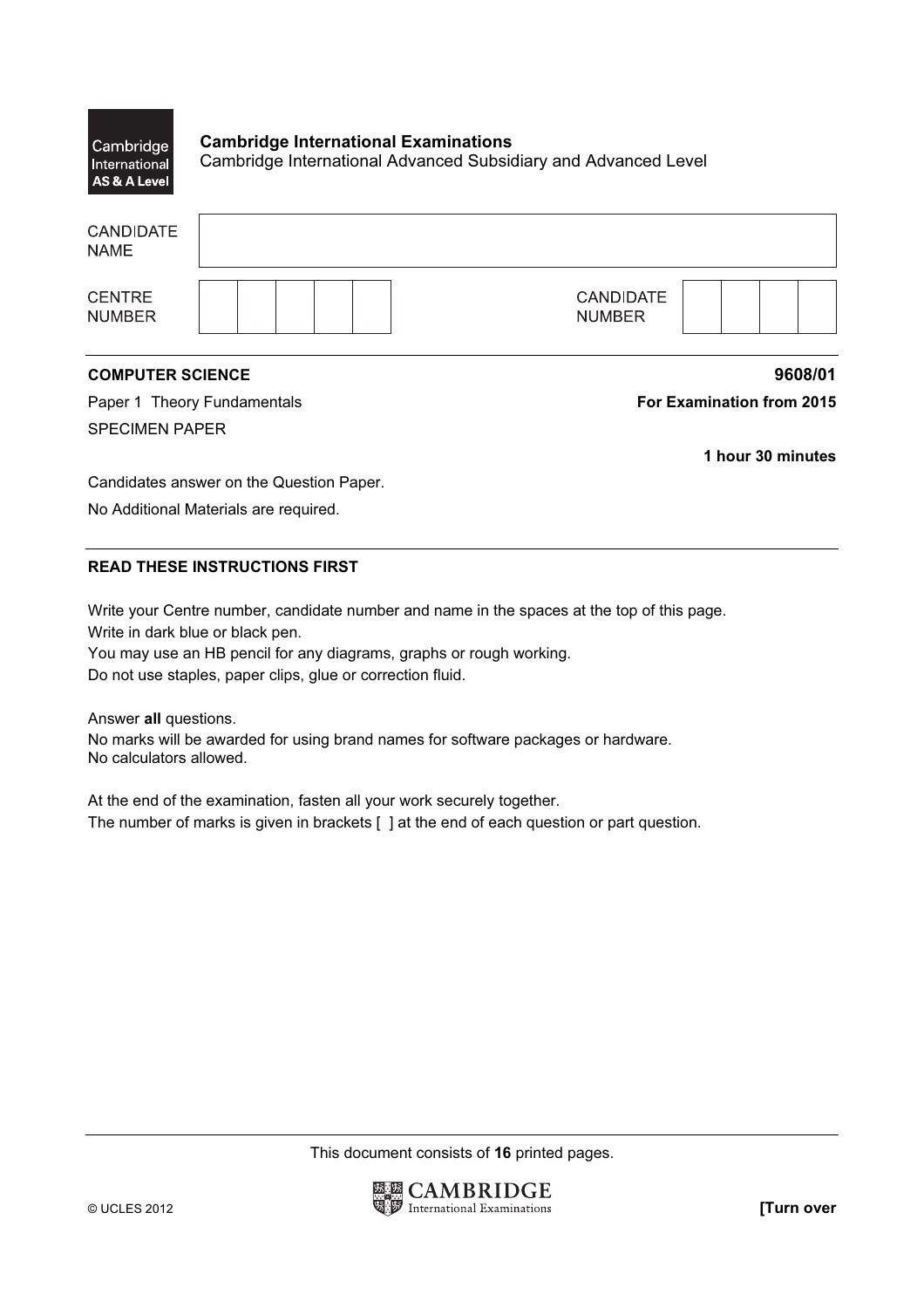Cambridge International AS & A Level

**Cambridge International Examinations**
Cambridge International Advanced Subsidiary and Advanced Level

| CANDIDATE NAME | |
|---|---|

| CENTRE NUMBER | | CANDIDATE NUMBER | |
|---|---|---|---|

**COMPUTER SCIENCE** **9608/01**

Paper 1 Theory Fundamentals **For Examination from 2015**

SPECIMEN PAPER

**1 hour 30 minutes**

Candidates answer on the Question Paper.

No Additional Materials are required.

**READ THESE INSTRUCTIONS FIRST**

Write your Centre number, candidate number and name in the spaces at the top of this page.
Write in dark blue or black pen.
You may use an HB pencil for any diagrams, graphs or rough working.
Do not use staples, paper clips, glue or correction fluid.

Answer **all** questions.
No marks will be awarded for using brand names for software packages or hardware.
No calculators allowed.

At the end of the examination, fasten all your work securely together.
The number of marks is given in brackets [ ] at the end of each question or part question.

This document consists of **16** printed pages.

© UCLES 2012 **[Turn over**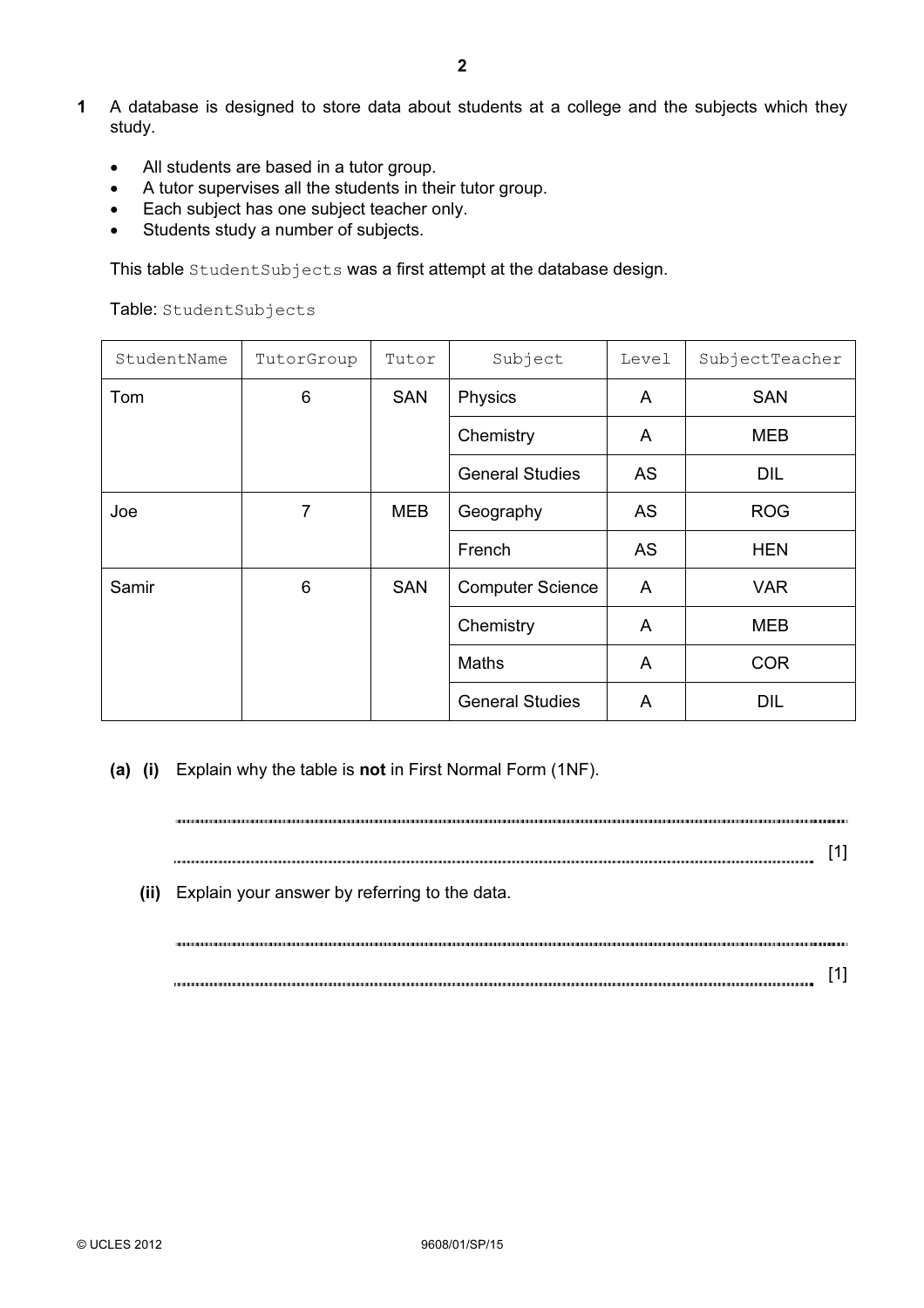**1** A database is designed to store data about students at a college and the subjects which they study.

- All students are based in a tutor group.
- A tutor supervises all the students in their tutor group.
- Each subject has one subject teacher only.
- Students study a number of subjects.

This table `StudentSubjects` was a first attempt at the database design.

Table: `StudentSubjects`

| `StudentName` | `TutorGroup` | `Tutor` | `Subject` | `Level` | `SubjectTeacher` |
|---|---|---|---|---|---|
| Tom | 6 | SAN | Physics | A | SAN |
| | | | Chemistry | A | MEB |
| | | | General Studies | AS | DIL |
| Joe | 7 | MEB | Geography | AS | ROG |
| | | | French | AS | HEN |
| Samir | 6 | SAN | Computer Science | A | VAR |
| | | | Chemistry | A | MEB |
| | | | Maths | A | COR |
| | | | General Studies | A | DIL |

**(a) (i)** Explain why the table is **not** in First Normal Form (1NF).

.................................................................................................................................................

............................................................................................................................................. [1]

**(ii)** Explain your answer by referring to the data.

.................................................................................................................................................

............................................................................................................................................. [1]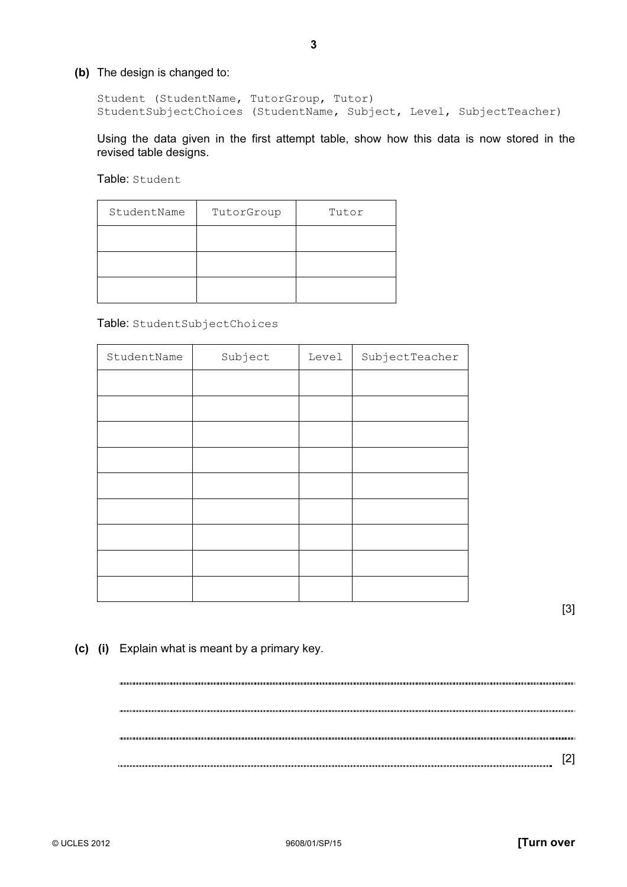**(b)** The design is changed to:

```
Student (StudentName, TutorGroup, Tutor)
StudentSubjectChoices (StudentName, Subject, Level, SubjectTeacher)
```

Using the data given in the first attempt table, show how this data is now stored in the revised table designs.

Table: `Student`

| StudentName | TutorGroup | Tutor |
|---|---|---|
| | | |
| | | |
| | | |

Table: `StudentSubjectChoices`

| StudentName | Subject | Level | SubjectTeacher |
|---|---|---|---|
| | | | |
| | | | |
| | | | |
| | | | |
| | | | |
| | | | |
| | | | |
| | | | |
| | | | |

[3]

**(c)** **(i)** Explain what is meant by a primary key.

..........................................................................................................................................

..........................................................................................................................................

..........................................................................................................................................

.................................................................................................................................... [2]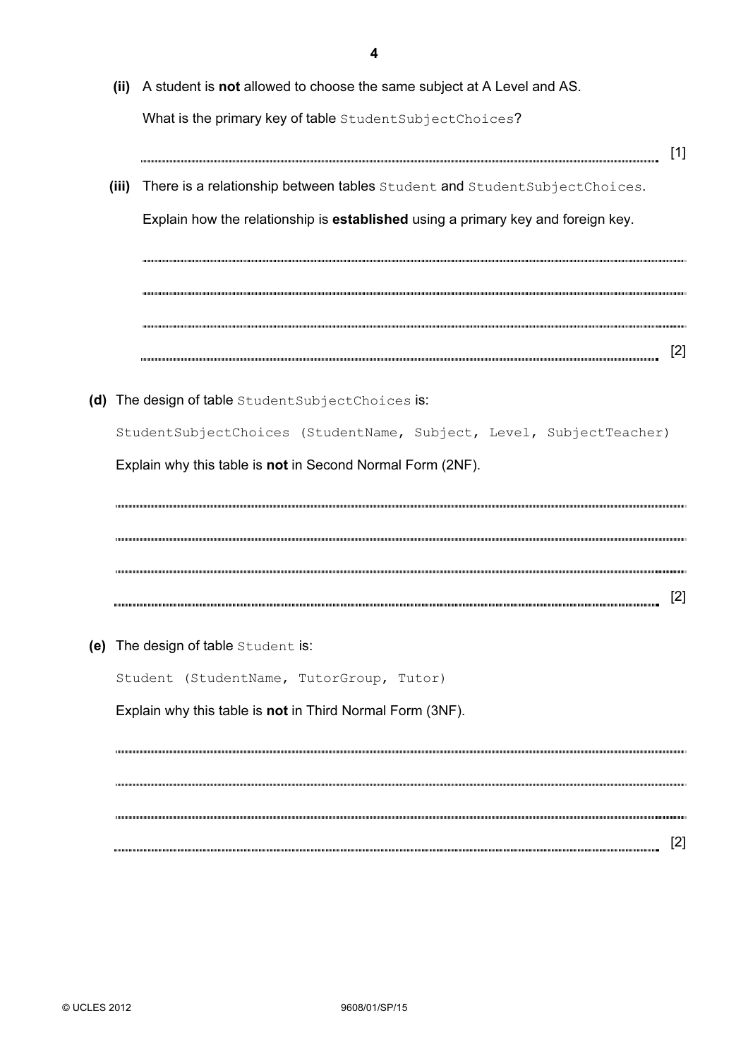**(ii)** A student is **not** allowed to choose the same subject at A Level and AS.

What is the primary key of table `StudentSubjectChoices`?

............................................................................................................................................. [1]

**(iii)** There is a relationship between tables `Student` and `StudentSubjectChoices`.

Explain how the relationship is **established** using a primary key and foreign key.

.............................................................................................................................................

.............................................................................................................................................

.............................................................................................................................................

............................................................................................................................................. [2]

**(d)** The design of table `StudentSubjectChoices` is:

```
StudentSubjectChoices (StudentName, Subject, Level, SubjectTeacher)
```

Explain why this table is **not** in Second Normal Form (2NF).

.............................................................................................................................................

.............................................................................................................................................

.............................................................................................................................................

............................................................................................................................................. [2]

**(e)** The design of table `Student` is:

```
Student (StudentName, TutorGroup, Tutor)
```

Explain why this table is **not** in Third Normal Form (3NF).

.............................................................................................................................................

.............................................................................................................................................

.............................................................................................................................................

............................................................................................................................................. [2]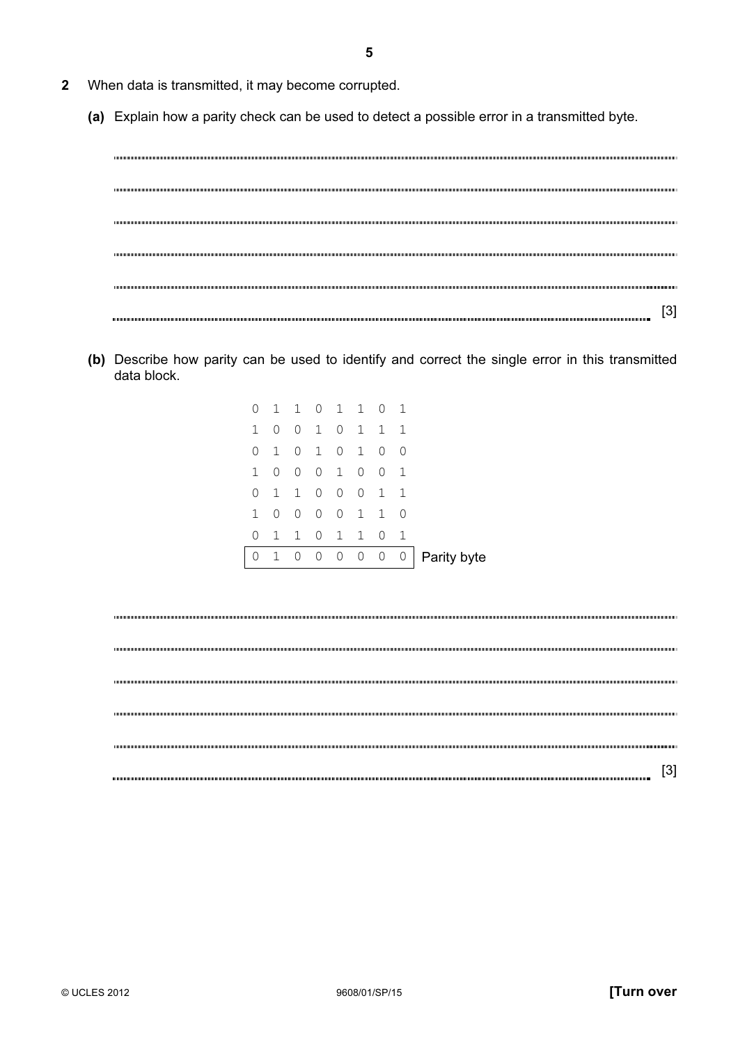**2** When data is transmitted, it may become corrupted.

**(a)** Explain how a parity check can be used to detect a possible error in a transmitted byte.

..........................................................................................................................................................

..........................................................................................................................................................

..........................................................................................................................................................

..........................................................................................................................................................

..........................................................................................................................................................

.................................................................................................................................................... [3]

**(b)** Describe how parity can be used to identify and correct the single error in this transmitted data block.

```
0 1 1 0 1 1 0 1
1 0 0 1 0 1 1 1
0 1 0 1 0 1 0 0
1 0 0 0 1 0 0 1
0 1 1 0 0 0 1 1
1 0 0 0 0 1 1 0
0 1 1 0 1 1 0 1
0 1 0 0 0 0 0 0   Parity byte
```

..........................................................................................................................................................

..........................................................................................................................................................

..........................................................................................................................................................

..........................................................................................................................................................

..........................................................................................................................................................

.................................................................................................................................................... [3]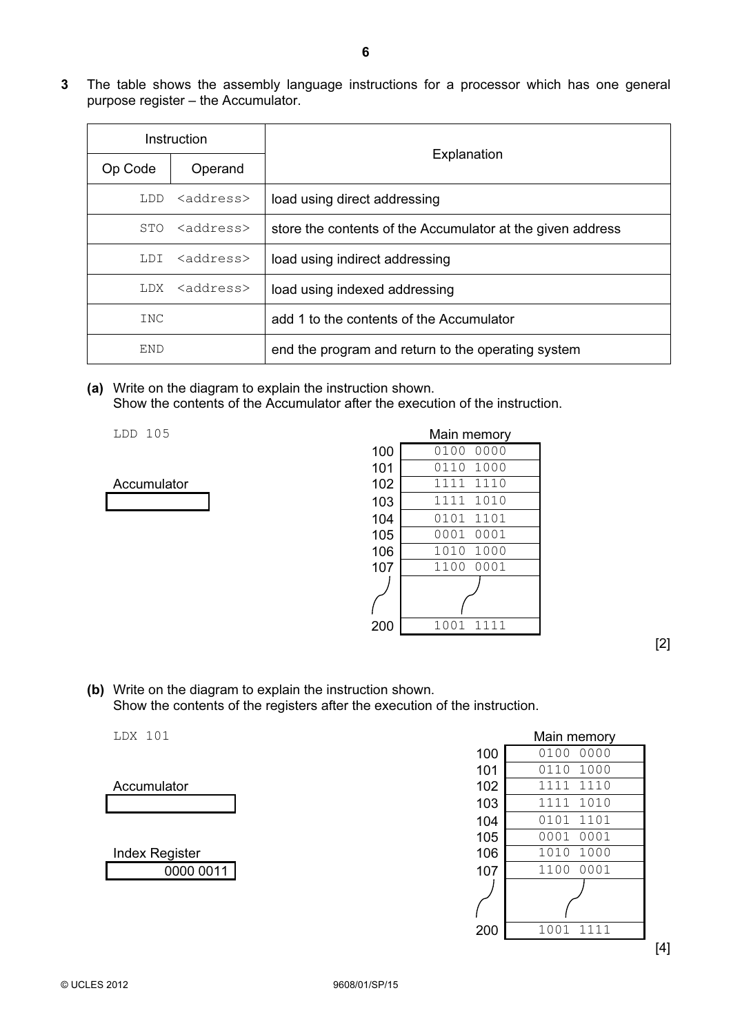**3** The table shows the assembly language instructions for a processor which has one general purpose register – the Accumulator.

| Instruction | | Explanation |
|---|---|---|
| Op Code | Operand | |
| `LDD` | `<address>` | load using direct addressing |
| `STO` | `<address>` | store the contents of the Accumulator at the given address |
| `LDI` | `<address>` | load using indirect addressing |
| `LDX` | `<address>` | load using indexed addressing |
| `INC` | | add 1 to the contents of the Accumulator |
| `END` | | end the program and return to the operating system |

**(a)** Write on the diagram to explain the instruction shown.
Show the contents of the Accumulator after the execution of the instruction.

`LDD 105`

Accumulator

| |
|---|
| |

Main memory

| Address | Contents |
|---|---|
| 100 | 0100 0000 |
| 101 | 0110 1000 |
| 102 | 1111 1110 |
| 103 | 1111 1010 |
| 104 | 0101 1101 |
| 105 | 0001 0001 |
| 106 | 1010 1000 |
| 107 | 1100 0001 |
| ... | ... |
| 200 | 1001 1111 |

[2]

**(b)** Write on the diagram to explain the instruction shown.
Show the contents of the registers after the execution of the instruction.

`LDX 101`

Accumulator

| |
|---|
| |

Index Register

| |
|---|
| 0000 0011 |

Main memory

| Address | Contents |
|---|---|
| 100 | 0100 0000 |
| 101 | 0110 1000 |
| 102 | 1111 1110 |
| 103 | 1111 1010 |
| 104 | 0101 1101 |
| 105 | 0001 0001 |
| 106 | 1010 1000 |
| 107 | 1100 0001 |
| ... | ... |
| 200 | 1001 1111 |

[4]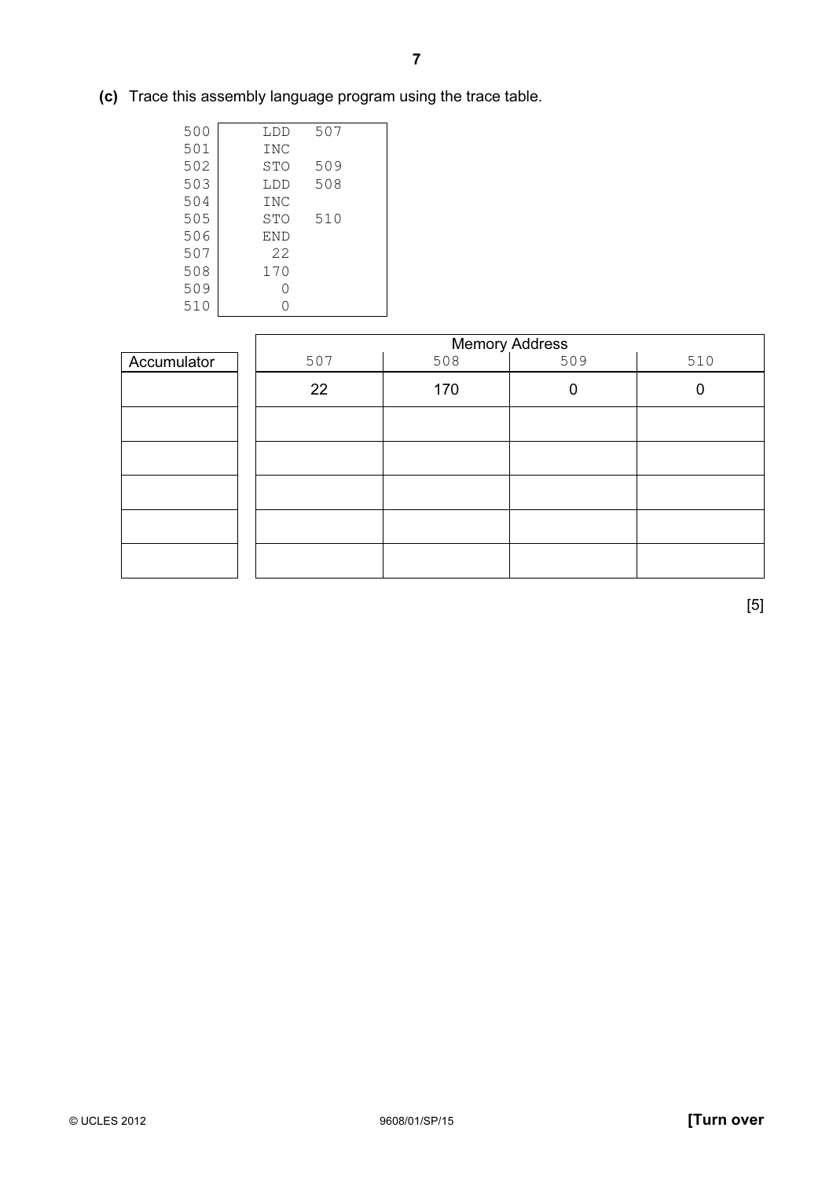**(c)** Trace this assembly language program using the trace table.

```
500    LDD  507
501    INC
502    STO  509
503    LDD  508
504    INC
505    STO  510
506    END
507     22
508    170
509      0
510      0
```

| Accumulator | Memory Address | | | |
|---|---|---|---|---|
| | 507 | 508 | 509 | 510 |
| | 22 | 170 | 0 | 0 |
| | | | | |
| | | | | |
| | | | | |
| | | | | |
| | | | | |

[5]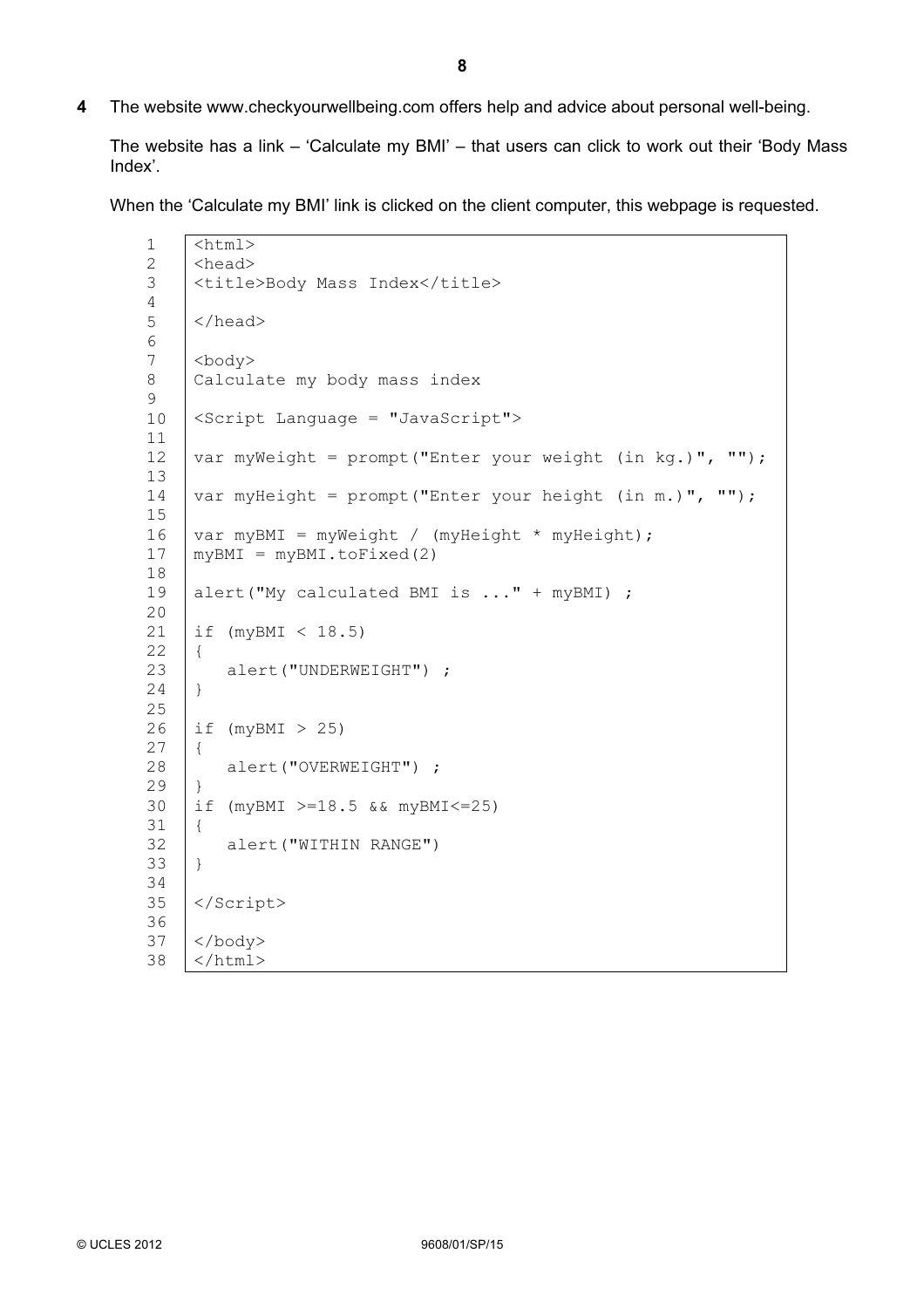**4** The website www.checkyourwellbeing.com offers help and advice about personal well-being.

The website has a link – 'Calculate my BMI' – that users can click to work out their 'Body Mass Index'.

When the 'Calculate my BMI' link is clicked on the client computer, this webpage is requested.

```
1   <html>
2   <head>
3   <title>Body Mass Index</title>
4
5   </head>
6
7   <body>
8   Calculate my body mass index
9
10  <Script Language = "JavaScript">
11
12  var myWeight = prompt("Enter your weight (in kg.)", "");
13
14  var myHeight = prompt("Enter your height (in m.)", "");
15
16  var myBMI = myWeight / (myHeight * myHeight);
17  myBMI = myBMI.toFixed(2)
18
19  alert("My calculated BMI is ..." + myBMI) ;
20
21  if (myBMI < 18.5)
22  {
23     alert("UNDERWEIGHT") ;
24  }
25
26  if (myBMI > 25)
27  {
28     alert("OVERWEIGHT") ;
29  }
30  if (myBMI >=18.5 && myBMI<=25)
31  {
32     alert("WITHIN RANGE")
33  }
34
35  </Script>
36
37  </body>
38  </html>
```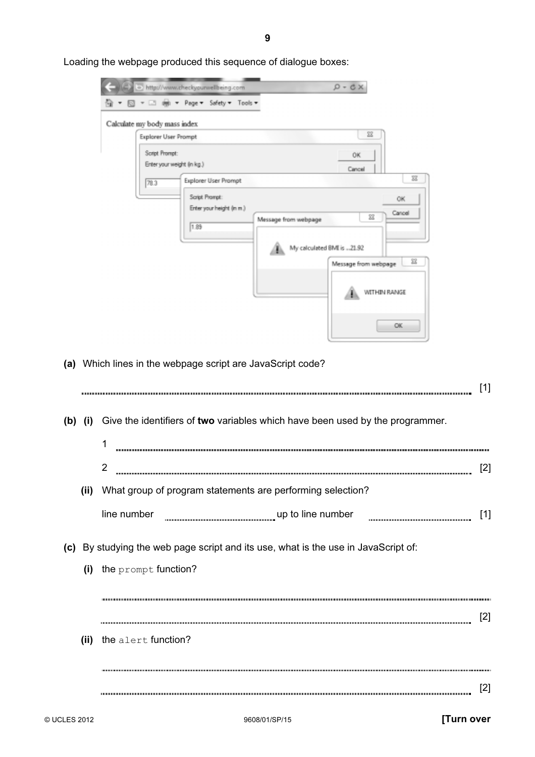Loading the webpage produced this sequence of dialogue boxes:

http://www.checkyourwellbeing.com

Calculate my body mass index

Explorer User Prompt

Script Prompt:
Enter your weight (in kg.)

78.3

Explorer User Prompt

Script Prompt:
Enter your height (in m.)

1.89

Message from webpage

My calculated BMI is ...21.92

Message from webpage

WITHIN RANGE

OK

**(a)** Which lines in the webpage script are JavaScript code?

.................................................................................................................................................. [1]

**(b) (i)** Give the identifiers of **two** variables which have been used by the programmer.

1 ..................................................................................................................................................

2 .................................................................................................................................................. [2]

**(ii)** What group of program statements are performing selection?

line number .......................................... up to line number .......................................... [1]

**(c)** By studying the web page script and its use, what is the use in JavaScript of:

**(i)** the `prompt` function?

..................................................................................................................................................

.................................................................................................................................................. [2]

**(ii)** the `alert` function?

..................................................................................................................................................

.................................................................................................................................................. [2]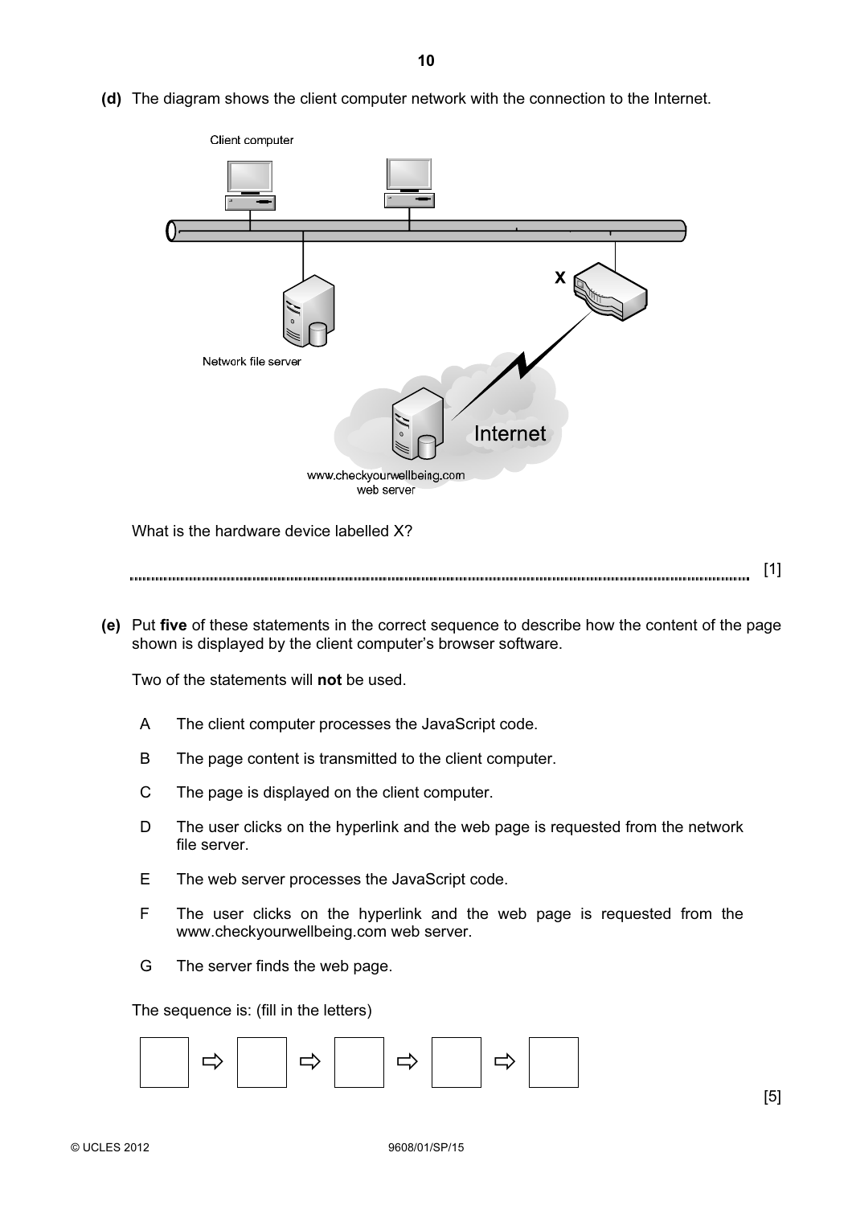**(d)** The diagram shows the client computer network with the connection to the Internet.

Client computer

X

Network file server

Internet

www.checkyourwellbeing.com web server

What is the hardware device labelled X?

.......................................................................................................................................... [1]

**(e)** Put **five** of these statements in the correct sequence to describe how the content of the page shown is displayed by the client computer's browser software.

Two of the statements will **not** be used.

A The client computer processes the JavaScript code.

B The page content is transmitted to the client computer.

C The page is displayed on the client computer.

D The user clicks on the hyperlink and the web page is requested from the network file server.

E The web server processes the JavaScript code.

F The user clicks on the hyperlink and the web page is requested from the www.checkyourwellbeing.com web server.

G The server finds the web page.

The sequence is: (fill in the letters)

| | ⇨ | | ⇨ | | ⇨ | | ⇨ | |
|---|---|---|---|---|---|---|---|---|
| | | | | | | | | |

[5]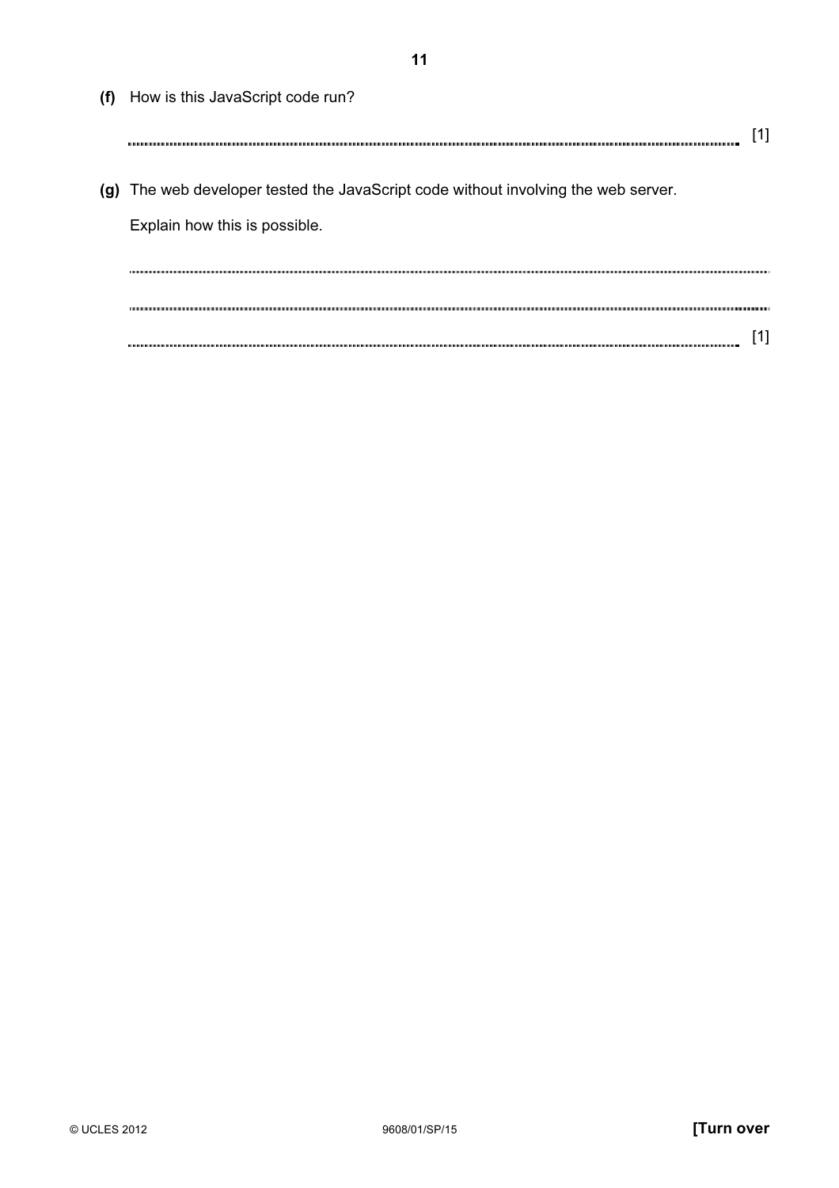**(f)** How is this JavaScript code run?

.......................................................................................................................................... [1]

**(g)** The web developer tested the JavaScript code without involving the web server.

Explain how this is possible.

..........................................................................................................................................

..........................................................................................................................................

.......................................................................................................................................... [1]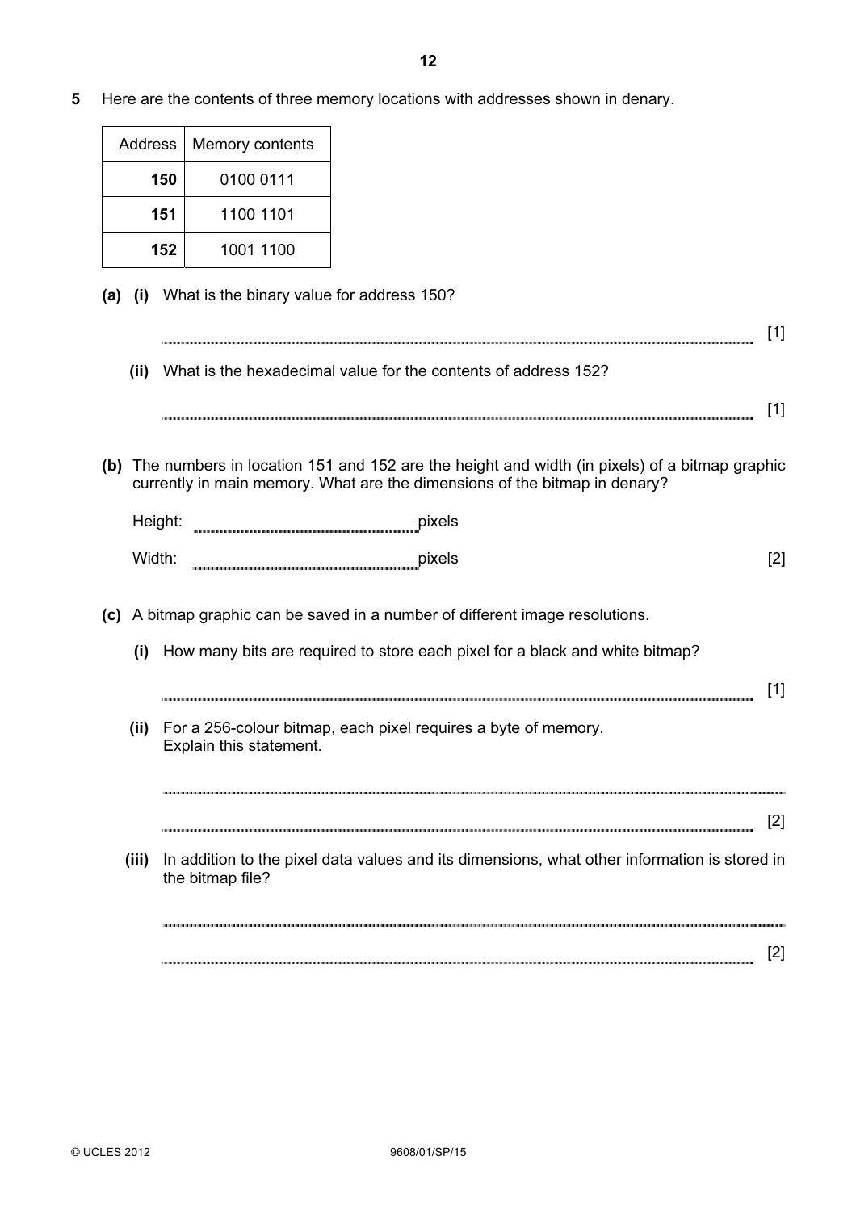**5** Here are the contents of three memory locations with addresses shown in denary.

| Address | Memory contents |
|---|---|
| **150** | 0100 0111 |
| **151** | 1100 1101 |
| **152** | 1001 1100 |

**(a) (i)** What is the binary value for address 150?

............................................................................................................................................ [1]

**(ii)** What is the hexadecimal value for the contents of address 152?

............................................................................................................................................ [1]

**(b)** The numbers in location 151 and 152 are the height and width (in pixels) of a bitmap graphic currently in main memory. What are the dimensions of the bitmap in denary?

Height: ....................................................pixels

Width: ....................................................pixels [2]

**(c)** A bitmap graphic can be saved in a number of different image resolutions.

**(i)** How many bits are required to store each pixel for a black and white bitmap?

............................................................................................................................................ [1]

**(ii)** For a 256-colour bitmap, each pixel requires a byte of memory.
Explain this statement.

............................................................................................................................................

............................................................................................................................................ [2]

**(iii)** In addition to the pixel data values and its dimensions, what other information is stored in the bitmap file?

............................................................................................................................................

............................................................................................................................................ [2]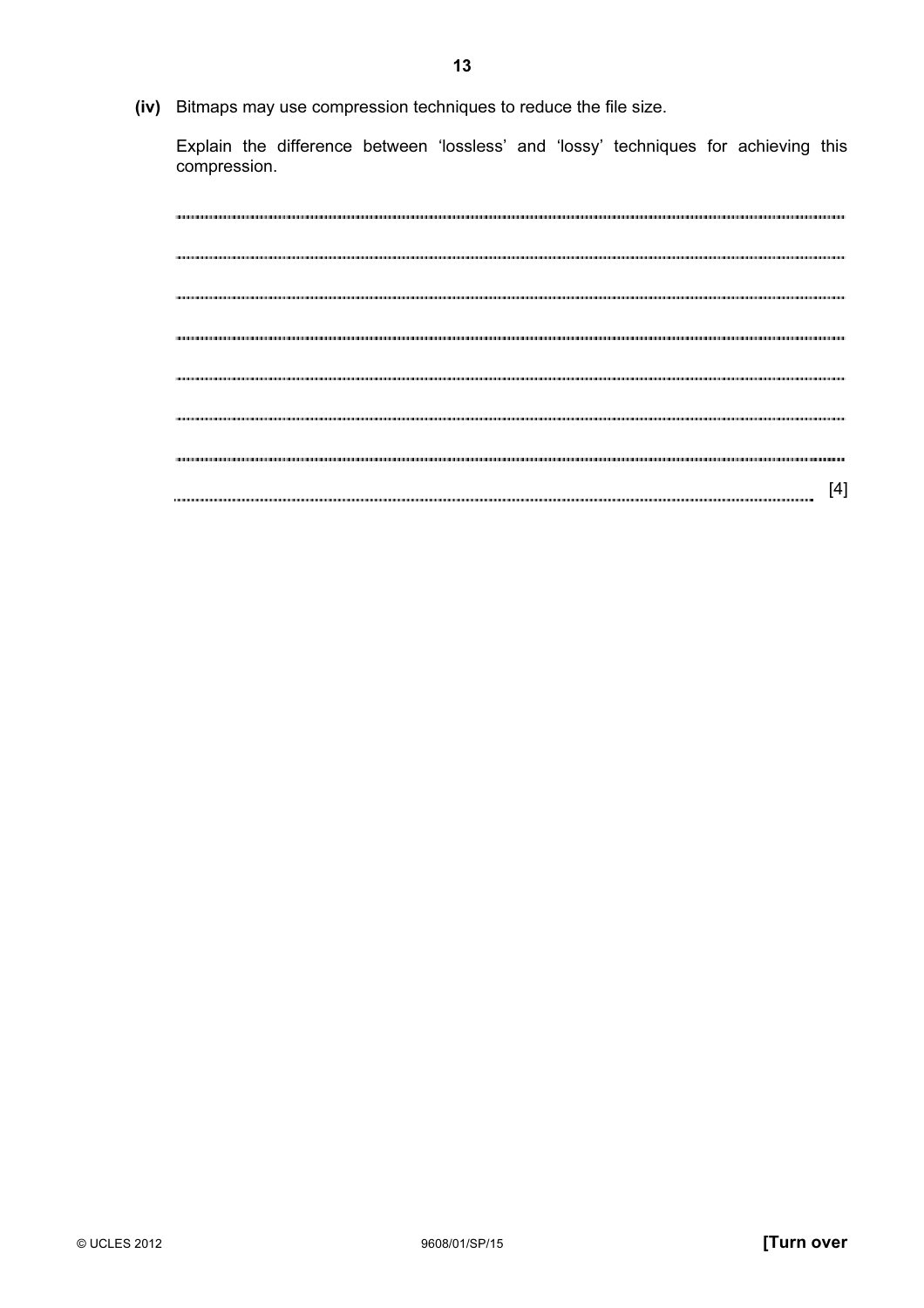**(iv)** Bitmaps may use compression techniques to reduce the file size.

Explain the difference between 'lossless' and 'lossy' techniques for achieving this compression.

.......................................................................................................................................................

.......................................................................................................................................................

.......................................................................................................................................................

.......................................................................................................................................................

.......................................................................................................................................................

.......................................................................................................................................................

.......................................................................................................................................................

................................................................................................................................................. [4]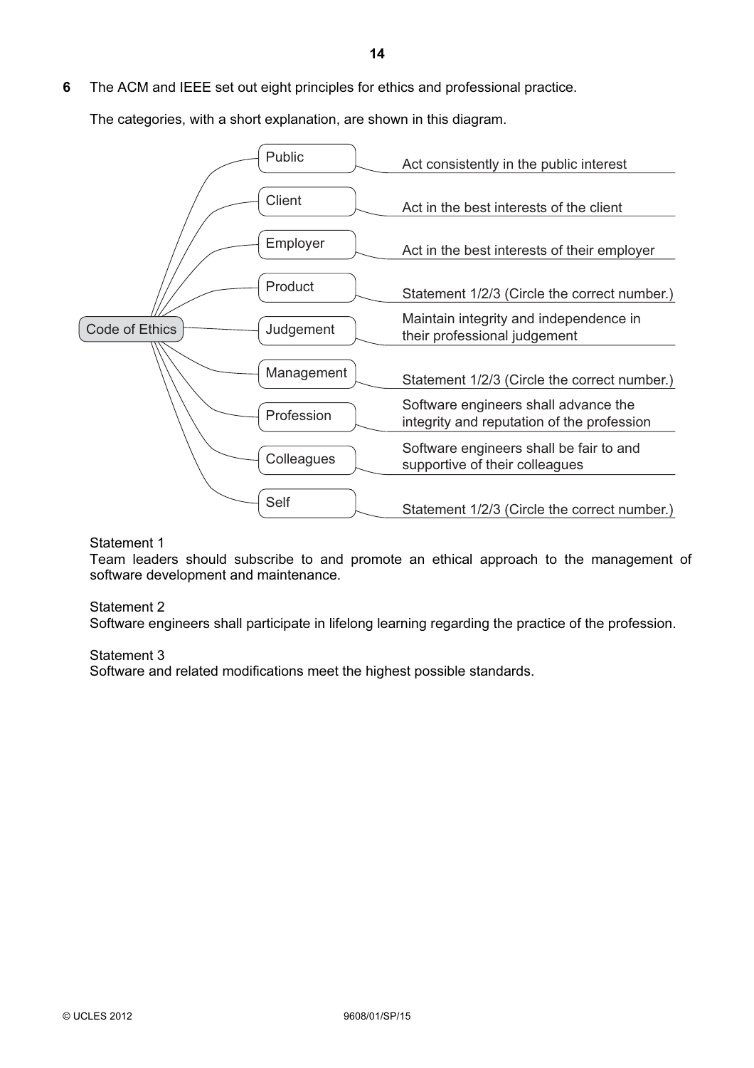**6** The ACM and IEEE set out eight principles for ethics and professional practice.

The categories, with a short explanation, are shown in this diagram.

Code of Ethics

| Category | Explanation |
|---|---|
| Public | Act consistently in the public interest |
| Client | Act in the best interests of the client |
| Employer | Act in the best interests of their employer |
| Product | Statement 1/2/3 (Circle the correct number.) |
| Judgement | Maintain integrity and independence in their professional judgement |
| Management | Statement 1/2/3 (Circle the correct number.) |
| Profession | Software engineers shall advance the integrity and reputation of the profession |
| Colleagues | Software engineers shall be fair to and supportive of their colleagues |
| Self | Statement 1/2/3 (Circle the correct number.) |

Statement 1
Team leaders should subscribe to and promote an ethical approach to the management of software development and maintenance.

Statement 2
Software engineers shall participate in lifelong learning regarding the practice of the profession.

Statement 3
Software and related modifications meet the highest possible standards.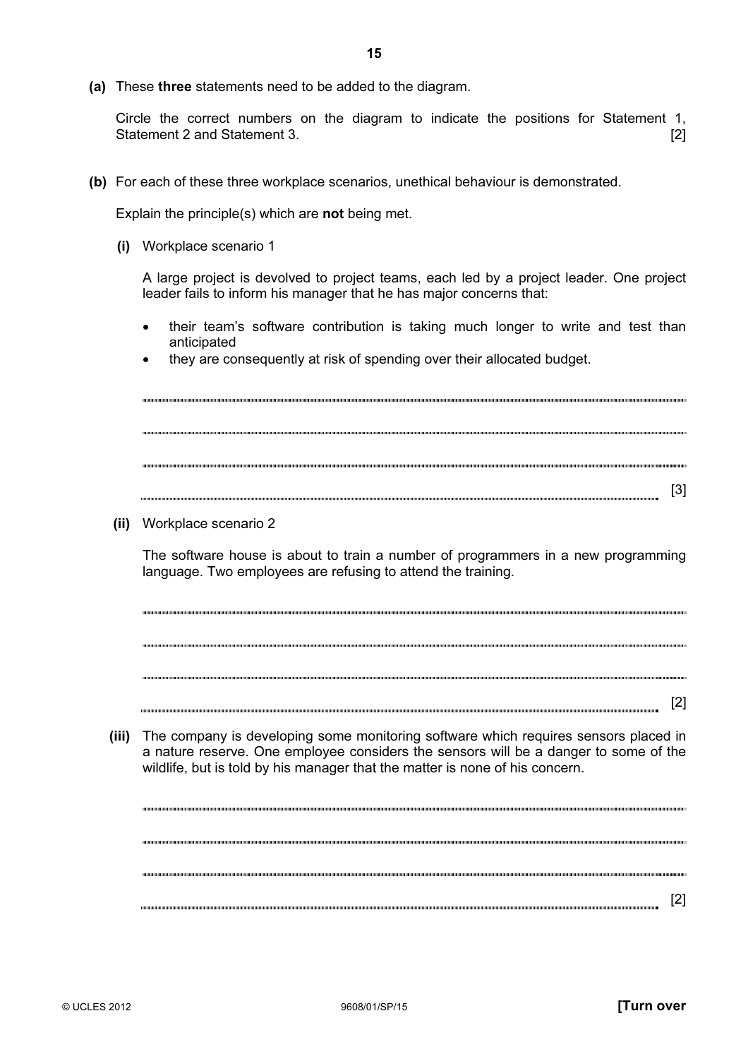**(a)** These **three** statements need to be added to the diagram.

Circle the correct numbers on the diagram to indicate the positions for Statement 1, Statement 2 and Statement 3. [2]

**(b)** For each of these three workplace scenarios, unethical behaviour is demonstrated.

Explain the principle(s) which are **not** being met.

**(i)** Workplace scenario 1

A large project is devolved to project teams, each led by a project leader. One project leader fails to inform his manager that he has major concerns that:

- their team's software contribution is taking much longer to write and test than anticipated
- they are consequently at risk of spending over their allocated budget.

..........................................................................................................................................

..........................................................................................................................................

..........................................................................................................................................

.................................................................................................................................... [3]

**(ii)** Workplace scenario 2

The software house is about to train a number of programmers in a new programming language. Two employees are refusing to attend the training.

..........................................................................................................................................

..........................................................................................................................................

..........................................................................................................................................

.................................................................................................................................... [2]

**(iii)** The company is developing some monitoring software which requires sensors placed in a nature reserve. One employee considers the sensors will be a danger to some of the wildlife, but is told by his manager that the matter is none of his concern.

..........................................................................................................................................

..........................................................................................................................................

..........................................................................................................................................

.................................................................................................................................... [2]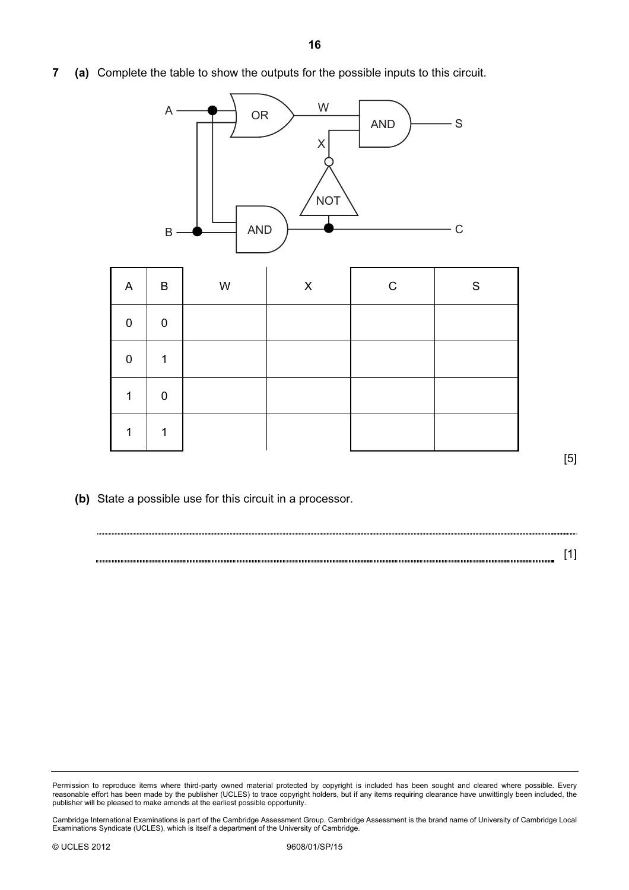**7** **(a)** Complete the table to show the outputs for the possible inputs to this circuit.

A
OR
W
AND
S
X
NOT
B
AND
C

| A | B | W | X | C | S |
|---|---|---|---|---|---|
| 0 | 0 | | | | |
| 0 | 1 | | | | |
| 1 | 0 | | | | |
| 1 | 1 | | | | |

[5]

**(b)** State a possible use for this circuit in a processor.

.......................................................................................................................................................................

...................................................................................................................................................................... [1]

Permission to reproduce items where third-party owned material protected by copyright is included has been sought and cleared where possible. Every reasonable effort has been made by the publisher (UCLES) to trace copyright holders, but if any items requiring clearance have unwittingly been included, the publisher will be pleased to make amends at the earliest possible opportunity.

Cambridge International Examinations is part of the Cambridge Assessment Group. Cambridge Assessment is the brand name of University of Cambridge Local Examinations Syndicate (UCLES), which is itself a department of the University of Cambridge.

© UCLES 2012 9608/01/SP/15